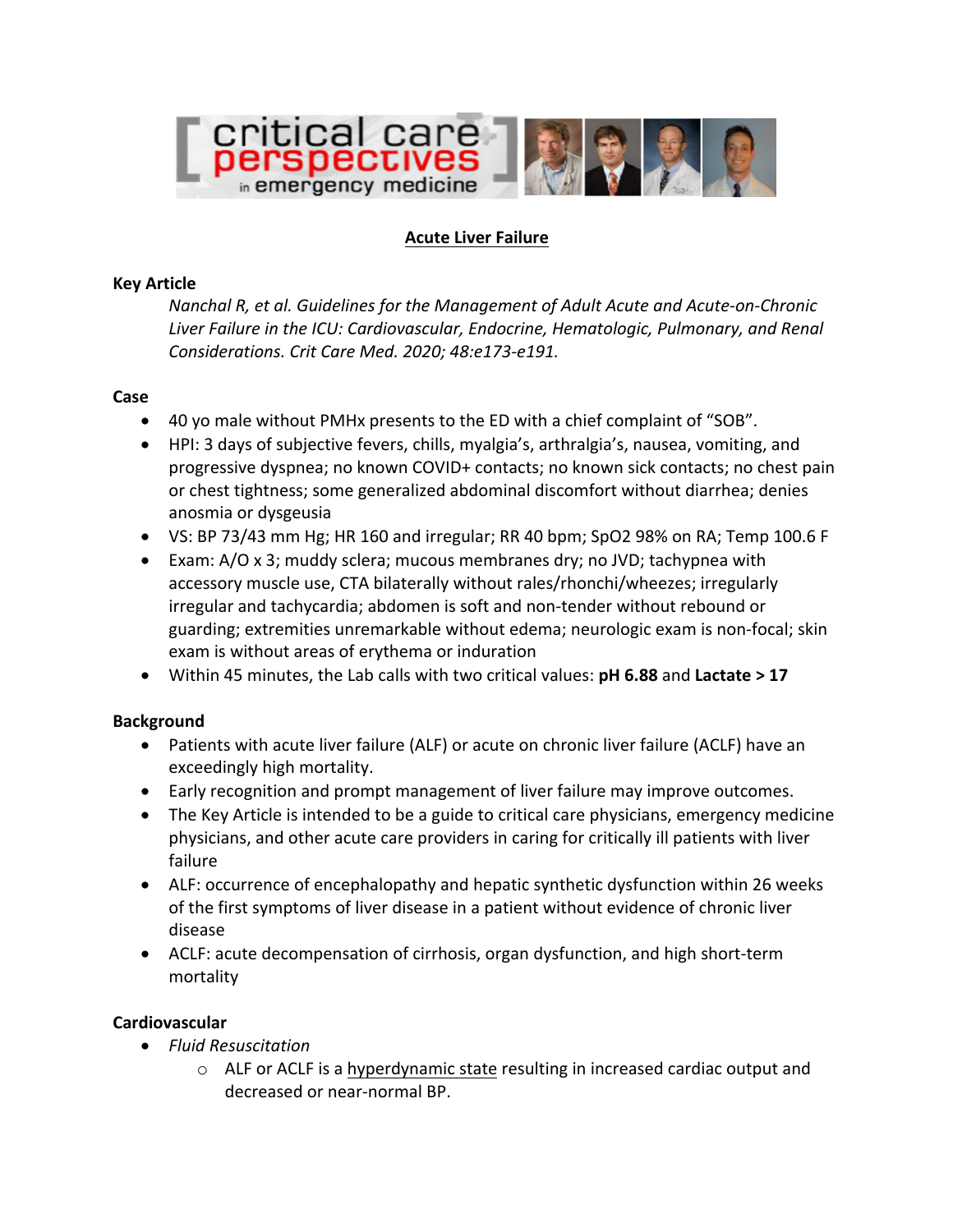# Acute Liver Failure

## Key Article

*Nanchal R, et al. Guidelines for the Management of Adult Acute and Acute-on-Chronic Liver Failure in the ICU: Cardiovascular, Endocrine, Hematologic, Pulmonary, and Renal Considerations. Crit Care Med. 2020; 48:e173-e191.*

## Case

- 40 yo male without PMHx presents to the ED with a chief complaint of "SOB".
- HPI: 3 days of subjective fevers, chills, myalgia's, arthralgia's, nausea, vomiting, and progressive dyspnea; no known COVID+ contacts; no known sick contacts; no chest pain or chest tightness; some generalized abdominal discomfort without diarrhea; denies anosmia or dysgeusia
- VS: BP 73/43 mm Hg; HR 160 and irregular; RR 40 bpm; SpO2 98% on RA; Temp 100.6 F
- Exam: A/O x 3; muddy sclera; mucous membranes dry; no JVD; tachypnea with accessory muscle use, CTA bilaterally without rales/rhonchi/wheezes; irregularly irregular and tachycardia; abdomen is soft and non-tender without rebound or guarding; extremities unremarkable without edema; neurologic exam is non-focal; skin exam is without areas of erythema or induration
- Within 45 minutes, the Lab calls with two critical values: **pH 6.88** and **Lactate > 17**

## Background

- Patients with acute liver failure (ALF) or acute on chronic liver failure (ACLF) have an exceedingly high mortality.
- Early recognition and prompt management of liver failure may improve outcomes.
- The Key Article is intended to be a guide to critical care physicians, emergency medicine physicians, and other acute care providers in caring for critically ill patients with liver failure
- ALF: occurrence of encephalopathy and hepatic synthetic dysfunction within 26 weeks of the first symptoms of liver disease in a patient without evidence of chronic liver disease
- ACLF: acute decompensation of cirrhosis, organ dysfunction, and high short-term mortality

## Cardiovascular

- *Fluid Resuscitation*
  - ALF or ACLF is a hyperdynamic state resulting in increased cardiac output and decreased or near-normal BP.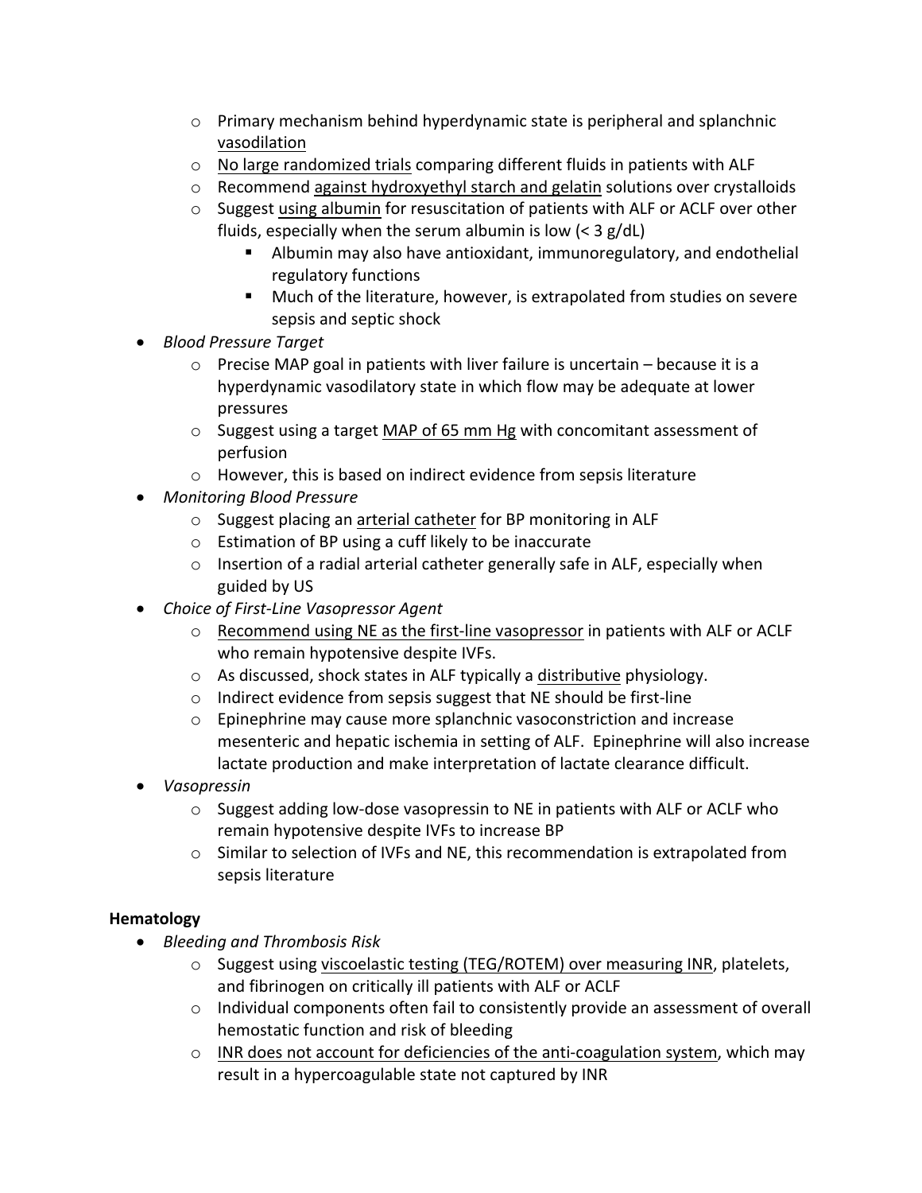- Primary mechanism behind hyperdynamic state is peripheral and splanchnic vasodilation
  - No large randomized trials comparing different fluids in patients with ALF
  - Recommend against hydroxyethyl starch and gelatin solutions over crystalloids
  - Suggest using albumin for resuscitation of patients with ALF or ACLF over other fluids, especially when the serum albumin is low (< 3 g/dL)
    - Albumin may also have antioxidant, immunoregulatory, and endothelial regulatory functions
    - Much of the literature, however, is extrapolated from studies on severe sepsis and septic shock
- *Blood Pressure Target*
  - Precise MAP goal in patients with liver failure is uncertain – because it is a hyperdynamic vasodilatory state in which flow may be adequate at lower pressures
  - Suggest using a target MAP of 65 mm Hg with concomitant assessment of perfusion
  - However, this is based on indirect evidence from sepsis literature
- *Monitoring Blood Pressure*
  - Suggest placing an arterial catheter for BP monitoring in ALF
  - Estimation of BP using a cuff likely to be inaccurate
  - Insertion of a radial arterial catheter generally safe in ALF, especially when guided by US
- *Choice of First-Line Vasopressor Agent*
  - Recommend using NE as the first-line vasopressor in patients with ALF or ACLF who remain hypotensive despite IVFs.
  - As discussed, shock states in ALF typically a distributive physiology.
  - Indirect evidence from sepsis suggest that NE should be first-line
  - Epinephrine may cause more splanchnic vasoconstriction and increase mesenteric and hepatic ischemia in setting of ALF. Epinephrine will also increase lactate production and make interpretation of lactate clearance difficult.
- *Vasopressin*
  - Suggest adding low-dose vasopressin to NE in patients with ALF or ACLF who remain hypotensive despite IVFs to increase BP
  - Similar to selection of IVFs and NE, this recommendation is extrapolated from sepsis literature

**Hematology**

- *Bleeding and Thrombosis Risk*
  - Suggest using viscoelastic testing (TEG/ROTEM) over measuring INR, platelets, and fibrinogen on critically ill patients with ALF or ACLF
  - Individual components often fail to consistently provide an assessment of overall hemostatic function and risk of bleeding
  - INR does not account for deficiencies of the anti-coagulation system, which may result in a hypercoagulable state not captured by INR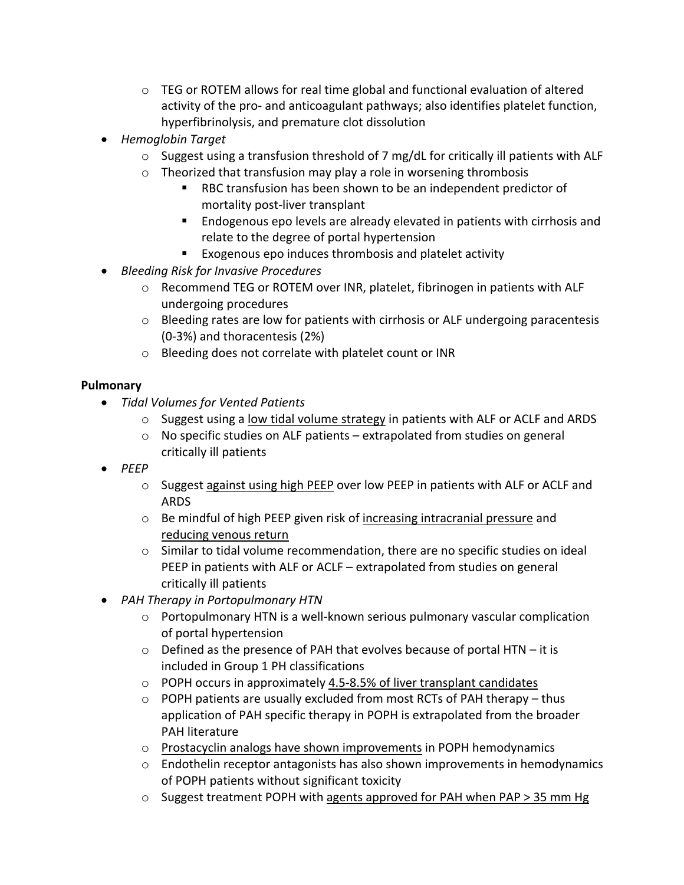- TEG or ROTEM allows for real time global and functional evaluation of altered activity of the pro- and anticoagulant pathways; also identifies platelet function, hyperfibrinolysis, and premature clot dissolution
- *Hemoglobin Target*
    - Suggest using a transfusion threshold of 7 mg/dL for critically ill patients with ALF
    - Theorized that transfusion may play a role in worsening thrombosis
        - RBC transfusion has been shown to be an independent predictor of mortality post-liver transplant
        - Endogenous epo levels are already elevated in patients with cirrhosis and relate to the degree of portal hypertension
        - Exogenous epo induces thrombosis and platelet activity
- *Bleeding Risk for Invasive Procedures*
    - Recommend TEG or ROTEM over INR, platelet, fibrinogen in patients with ALF undergoing procedures
    - Bleeding rates are low for patients with cirrhosis or ALF undergoing paracentesis (0-3%) and thoracentesis (2%)
    - Bleeding does not correlate with platelet count or INR

**Pulmonary**

- *Tidal Volumes for Vented Patients*
    - Suggest using a <u>low tidal volume strategy</u> in patients with ALF or ACLF and ARDS
    - No specific studies on ALF patients – extrapolated from studies on general critically ill patients
- *PEEP*
    - Suggest <u>against using high PEEP</u> over low PEEP in patients with ALF or ACLF and ARDS
    - Be mindful of high PEEP given risk of <u>increasing intracranial pressure</u> and <u>reducing venous return</u>
    - Similar to tidal volume recommendation, there are no specific studies on ideal PEEP in patients with ALF or ACLF – extrapolated from studies on general critically ill patients
- *PAH Therapy in Portopulmonary HTN*
    - Portopulmonary HTN is a well-known serious pulmonary vascular complication of portal hypertension
    - Defined as the presence of PAH that evolves because of portal HTN – it is included in Group 1 PH classifications
    - POPH occurs in approximately <u>4.5-8.5% of liver transplant candidates</u>
    - POPH patients are usually excluded from most RCTs of PAH therapy – thus application of PAH specific therapy in POPH is extrapolated from the broader PAH literature
    - <u>Prostacyclin analogs have shown improvements</u> in POPH hemodynamics
    - Endothelin receptor antagonists has also shown improvements in hemodynamics of POPH patients without significant toxicity
    - Suggest treatment POPH with <u>agents approved for PAH when PAP > 35 mm Hg</u>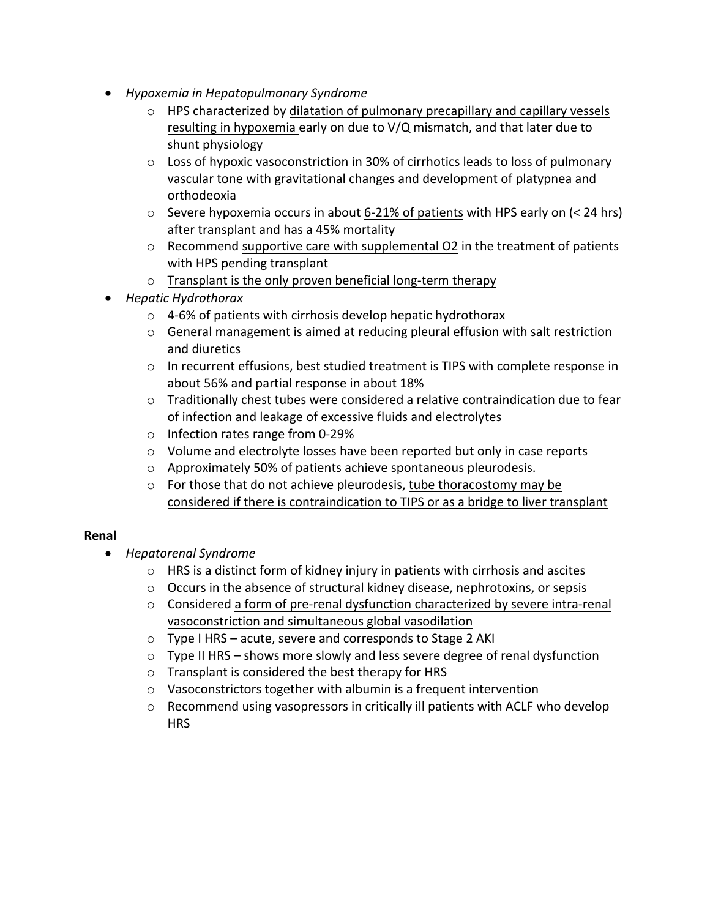- *Hypoxemia in Hepatopulmonary Syndrome*
    - HPS characterized by <u>dilatation of pulmonary precapillary and capillary vessels resulting in hypoxemia</u> early on due to V/Q mismatch, and that later due to shunt physiology
    - Loss of hypoxic vasoconstriction in 30% of cirrhotics leads to loss of pulmonary vascular tone with gravitational changes and development of platypnea and orthodeoxia
    - Severe hypoxemia occurs in about <u>6-21% of patients</u> with HPS early on (< 24 hrs) after transplant and has a 45% mortality
    - Recommend <u>supportive care with supplemental O2</u> in the treatment of patients with HPS pending transplant
    - <u>Transplant is the only proven beneficial long-term therapy</u>
- *Hepatic Hydrothorax*
    - 4-6% of patients with cirrhosis develop hepatic hydrothorax
    - General management is aimed at reducing pleural effusion with salt restriction and diuretics
    - In recurrent effusions, best studied treatment is TIPS with complete response in about 56% and partial response in about 18%
    - Traditionally chest tubes were considered a relative contraindication due to fear of infection and leakage of excessive fluids and electrolytes
    - Infection rates range from 0-29%
    - Volume and electrolyte losses have been reported but only in case reports
    - Approximately 50% of patients achieve spontaneous pleurodesis.
    - For those that do not achieve pleurodesis, <u>tube thoracostomy may be considered if there is contraindication to TIPS or as a bridge to liver transplant</u>

**Renal**

- *Hepatorenal Syndrome*
    - HRS is a distinct form of kidney injury in patients with cirrhosis and ascites
    - Occurs in the absence of structural kidney disease, nephrotoxins, or sepsis
    - Considered <u>a form of pre-renal dysfunction characterized by severe intra-renal vasoconstriction and simultaneous global vasodilation</u>
    - Type I HRS – acute, severe and corresponds to Stage 2 AKI
    - Type II HRS – shows more slowly and less severe degree of renal dysfunction
    - Transplant is considered the best therapy for HRS
    - Vasoconstrictors together with albumin is a frequent intervention
    - Recommend using vasopressors in critically ill patients with ACLF who develop HRS